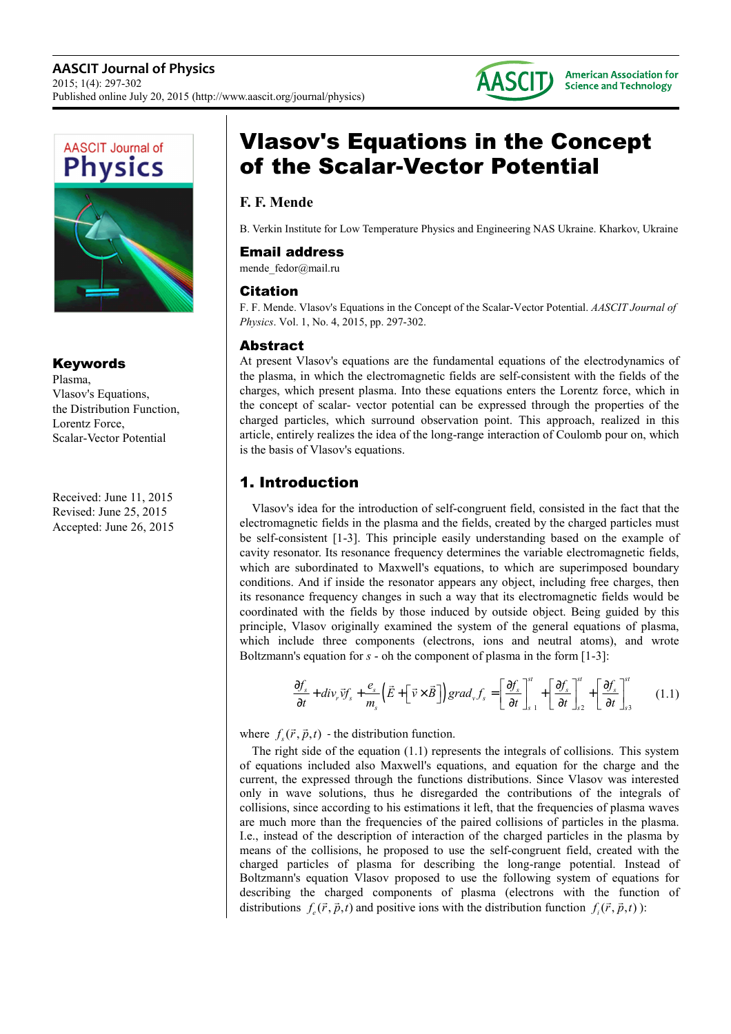# Vlasov's Equations in the Concept of the Scalar-Vector Potential

**F. F. Mende**

B. Verkin Institute for Low Temperature Physics and Engineering NAS Ukraine. Kharkov, Ukraine

## Email address

mende_fedor@mail.ru

## Citation

F. F. Mende. Vlasov's Equations in the Concept of the Scalar-Vector Potential. *AASCIT Journal of Physics*. Vol. 1, No. 4, 2015, pp. 297-302.

## Keywords

Plasma,
Vlasov's Equations,
the Distribution Function,
Lorentz Force,
Scalar-Vector Potential

Received: June 11, 2015
Revised: June 25, 2015
Accepted: June 26, 2015

## Abstract

At present Vlasov's equations are the fundamental equations of the electrodynamics of the plasma, in which the electromagnetic fields are self-consistent with the fields of the charges, which present plasma. Into these equations enters the Lorentz force, which in the concept of scalar- vector potential can be expressed through the properties of the charged particles, which surround observation point. This approach, realized in this article, entirely realizes the idea of the long-range interaction of Coulomb pour on, which is the basis of Vlasov's equations.

## 1. Introduction

Vlasov's idea for the introduction of self-congruent field, consisted in the fact that the electromagnetic fields in the plasma and the fields, created by the charged particles must be self-consistent [1-3]. This principle easily understanding based on the example of cavity resonator. Its resonance frequency determines the variable electromagnetic fields, which are subordinated to Maxwell's equations, to which are superimposed boundary conditions. And if inside the resonator appears any object, including free charges, then its resonance frequency changes in such a way that its electromagnetic fields would be coordinated with the fields by those induced by outside object. Being guided by this principle, Vlasov originally examined the system of the general equations of plasma, which include three components (electrons, ions and neutral atoms), and wrote Boltzmann's equation for $s$ - oh the component of plasma in the form [1-3]:

$$\frac{\partial f_s}{\partial t} + div_r \vec{v} f_s + \frac{e_s}{m_s}\left(\vec{E} + \left[\vec{v} \times \vec{B}\right]\right) grad_v f_s = \left[\frac{\partial f_s}{\partial t}\right]_{s\,1}^{st} + \left[\frac{\partial f_s}{\partial t}\right]_{s2}^{st} + \left[\frac{\partial f_s}{\partial t}\right]_{s3}^{st} \qquad (1.1)$$

where $f_s(\vec{r}, \vec{p}, t)$ - the distribution function.

The right side of the equation (1.1) represents the integrals of collisions. This system of equations included also Maxwell's equations, and equation for the charge and the current, the expressed through the functions distributions. Since Vlasov was interested only in wave solutions, thus he disregarded the contributions of the integrals of collisions, since according to his estimations it left, that the frequencies of plasma waves are much more than the frequencies of the paired collisions of particles in the plasma. I.e., instead of the description of interaction of the charged particles in the plasma by means of the collisions, he proposed to use the self-congruent field, created with the charged particles of plasma for describing the long-range potential. Instead of Boltzmann's equation Vlasov proposed to use the following system of equations for describing the charged components of plasma (electrons with the function of distributions $f_e(\vec{r}, \vec{p}, t)$ and positive ions with the distribution function $f_i(\vec{r}, \vec{p}, t)$ ):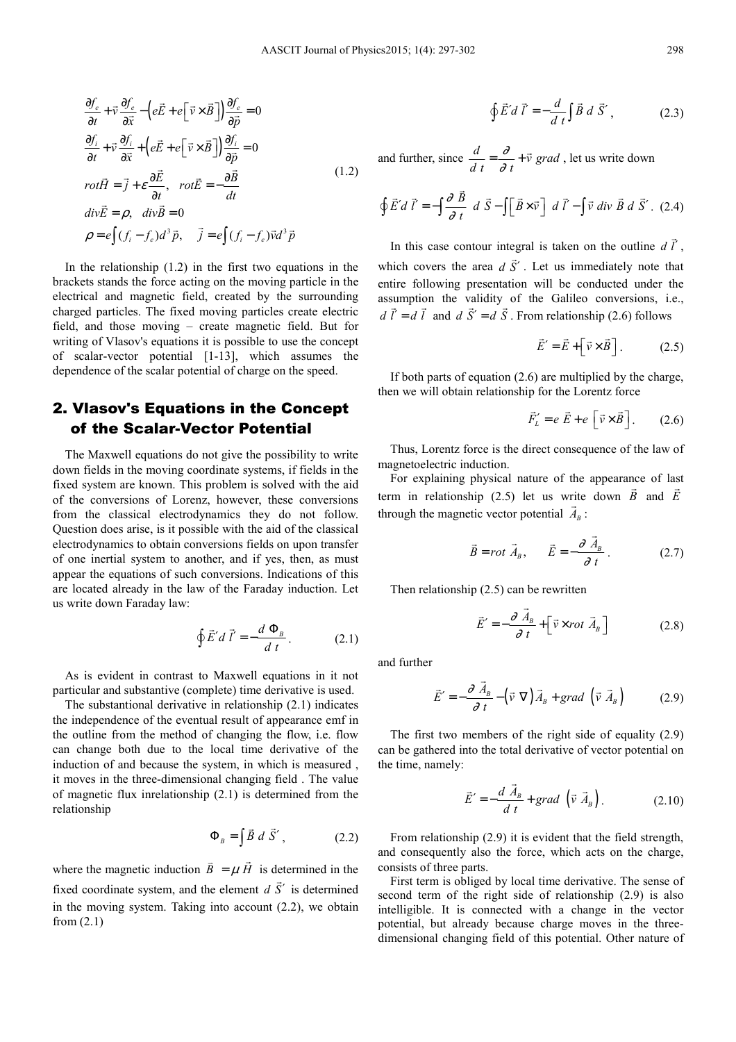$$
\begin{aligned}
&\frac{\partial f_e}{\partial t}+\vec{v}\frac{\partial f_e}{\partial \vec{x}}-\left(e\vec{E}+e\left[\vec{v}\times\vec{B}\right]\right)\frac{\partial f_e}{\partial \vec{p}}=0\\
&\frac{\partial f_i}{\partial t}+\vec{v}\frac{\partial f_i}{\partial \vec{x}}+\left(e\vec{E}+e\left[\vec{v}\times\vec{B}\right]\right)\frac{\partial f_i}{\partial \vec{p}}=0\\
&rot\vec{H}=\vec{j}+\varepsilon\frac{\partial \vec{E}}{\partial t},\quad rot\vec{E}=-\frac{\partial \vec{B}}{dt}\\
&div\vec{E}=\rho,\quad div\vec{B}=0\\
&\rho=e\int(f_i-f_e)d^3\vec{p},\quad \vec{j}=e\int(f_i-f_e)\vec{v}d^3\vec{p}
\end{aligned}
\tag{1.2}
$$

In the relationship (1.2) in the first two equations in the brackets stands the force acting on the moving particle in the electrical and magnetic field, created by the surrounding charged particles. The fixed moving particles create electric field, and those moving – create magnetic field. But for writing of Vlasov's equations it is possible to use the concept of scalar-vector potential [1-13], which assumes the dependence of the scalar potential of charge on the speed.

## 2. Vlasov's Equations in the Concept of the Scalar-Vector Potential

The Maxwell equations do not give the possibility to write down fields in the moving coordinate systems, if fields in the fixed system are known. This problem is solved with the aid of the conversions of Lorenz, however, these conversions from the classical electrodynamics they do not follow. Question does arise, is it possible with the aid of the classical electrodynamics to obtain conversions fields on upon transfer of one inertial system to another, and if yes, then, as must appear the equations of such conversions. Indications of this are located already in the law of the Faraday induction. Let us write down Faraday law:

$$
\oint \vec{E}' d\vec{l}' = -\frac{d\,\Phi_B}{d\,t}. \tag{2.1}
$$

As is evident in contrast to Maxwell equations in it not particular and substantive (complete) time derivative is used.

The substantional derivative in relationship (2.1) indicates the independence of the eventual result of appearance emf in the outline from the method of changing the flow, i.e. flow can change both due to the local time derivative of the induction of and because the system, in which is measured , it moves in the three-dimensional changing field . The value of magnetic flux inrelationship (2.1) is determined from the relationship

$$
\Phi_B = \int \vec{B}\,d\,\vec{S}', \tag{2.2}
$$

where the magnetic induction $\vec{B} = \mu\vec{H}$ is determined in the fixed coordinate system, and the element $d\,\vec{S}'$ is determined in the moving system. Taking into account (2.2), we obtain from (2.1)

$$
\oint \vec{E}' d\,\vec{l}' = -\frac{d}{d\,t}\int \vec{B}\,d\,\vec{S}', \tag{2.3}
$$

and further, since $\frac{d}{d\,t} = \frac{\partial}{\partial\,t} + \vec{v}\,grad$, let us write down

$$
\oint \vec{E}' d\,\vec{l}' = -\int \frac{\partial\,\vec{B}}{\partial\,t}\,d\,\vec{S} - \int\left[\vec{B}\times\vec{v}\right]\,d\,\vec{l} - \int \vec{v}\,div\,\vec{B}\,d\,\vec{S}'. \tag{2.4}
$$

In this case contour integral is taken on the outline $d\,\vec{l}'$, which covers the area $d\,\vec{S}'$. Let us immediately note that entire following presentation will be conducted under the assumption the validity of the Galileo conversions, i.e., $d\,\vec{l}' = d\,\vec{l}$ and $d\,\vec{S}' = d\,\vec{S}$. From relationship (2.6) follows

$$
\vec{E}' = \vec{E} + \left[\vec{v}\times\vec{B}\right]. \tag{2.5}
$$

If both parts of equation (2.6) are multiplied by the charge, then we will obtain relationship for the Lorentz force

$$
\vec{F}_L' = e\,\vec{E} + e\,\left[\vec{v}\times\vec{B}\right]. \tag{2.6}
$$

Thus, Lorentz force is the direct consequence of the law of magnetoelectric induction.

For explaining physical nature of the appearance of last term in relationship (2.5) let us write down $\vec{B}$ and $\vec{E}$ through the magnetic vector potential $\vec{A}_B$:

$$
\vec{B} = rot\,\vec{A}_B, \qquad \vec{E} = -\frac{\partial\,\vec{A}_B}{\partial\,t}. \tag{2.7}
$$

Then relationship (2.5) can be rewritten

$$
\vec{E}' = -\frac{\partial\,\vec{A}_B}{\partial\,t} + \left[\vec{v}\times rot\,\vec{A}_B\right] \tag{2.8}
$$

and further

$$
\vec{E}' = -\frac{\partial\,\vec{A}_B}{\partial\,t} - \left(\vec{v}\,\nabla\right)\vec{A}_B + grad\,\left(\vec{v}\,\vec{A}_B\right) \tag{2.9}
$$

The first two members of the right side of equality (2.9) can be gathered into the total derivative of vector potential on the time, namely:

$$
\vec{E}' = -\frac{d\,\vec{A}_B}{d\,t} + grad\,\left(\vec{v}\,\vec{A}_B\right). \tag{2.10}
$$

From relationship (2.9) it is evident that the field strength, and consequently also the force, which acts on the charge, consists of three parts.

First term is obliged by local time derivative. The sense of second term of the right side of relationship (2.9) is also intelligible. It is connected with a change in the vector potential, but already because charge moves in the three-dimensional changing field of this potential. Other nature of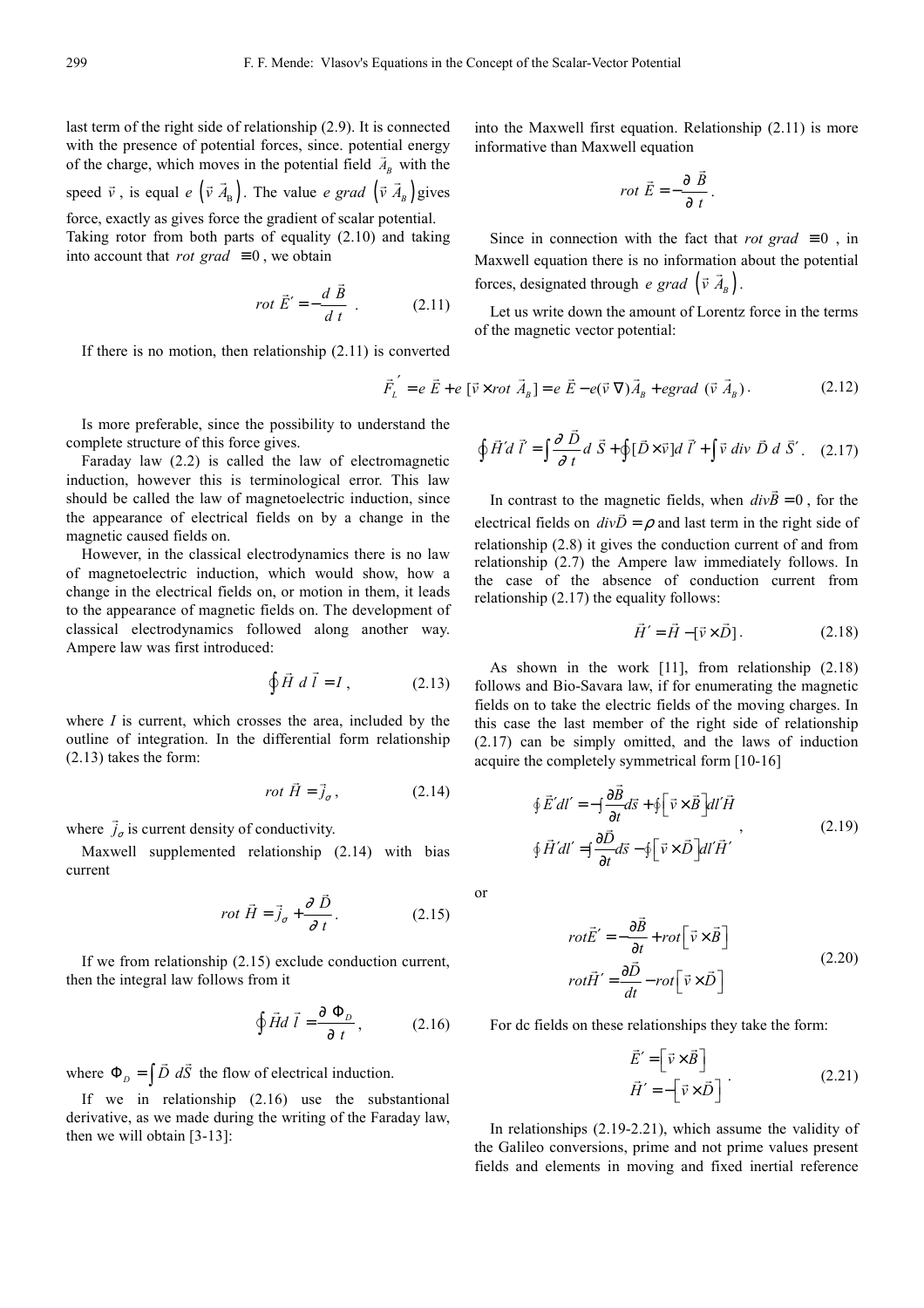last term of the right side of relationship (2.9). It is connected with the presence of potential forces, since. potential energy of the charge, which moves in the potential field $\vec{A}_B$ with the speed $\vec{v}$, is equal $e\left(\vec{v}\ \vec{A}_B\right)$. The value $e\ grad\ \left(\vec{v}\ \vec{A}_B\right)$ gives force, exactly as gives force the gradient of scalar potential. Taking rotor from both parts of equality (2.10) and taking into account that $rot\ grad\ \equiv 0$, we obtain

$$rot\ \vec{E}' = -\frac{d\ \vec{B}}{d\ t}\ . \tag{2.11}$$

If there is no motion, then relationship (2.11) is converted into the Maxwell first equation. Relationship (2.11) is more informative than Maxwell equation

$$rot\ \vec{E} = -\frac{\partial\ \vec{B}}{\partial\ t}.$$

Since in connection with the fact that $rot\ grad\ \equiv 0$, in Maxwell equation there is no information about the potential forces, designated through $e\ grad\ \left(\vec{v}\ \vec{A}_B\right)$.

Let us write down the amount of Lorentz force in the terms of the magnetic vector potential:

$$\vec{F}_L^{\ '} = e\ \vec{E} + e\ [\vec{v} \times rot\ \vec{A}_B] = e\ \vec{E} - e(\vec{v}\ \nabla)\vec{A}_B + e grad\ (\vec{v}\ \vec{A}_B)\,. \tag{2.12}$$

Is more preferable, since the possibility to understand the complete structure of this force gives.

Faraday law (2.2) is called the law of electromagnetic induction, however this is terminological error. This law should be called the law of magnetoelectric induction, since the appearance of electrical fields on by a change in the magnetic caused fields on.

However, in the classical electrodynamics there is no law of magnetoelectric induction, which would show, how a change in the electrical fields on, or motion in them, it leads to the appearance of magnetic fields on. The development of classical electrodynamics followed along another way. Ampere law was first introduced:

$$\oint \vec{H}\ d\ \vec{l} = I\,, \tag{2.13}$$

where $I$ is current, which crosses the area, included by the outline of integration. In the differential form relationship (2.13) takes the form:

$$rot\ \vec{H} = \vec{j}_\sigma\,, \tag{2.14}$$

where $\vec{j}_\sigma$ is current density of conductivity.

Maxwell supplemented relationship (2.14) with bias current

$$rot\ \vec{H} = \vec{j}_\sigma + \frac{\partial\ \vec{D}}{\partial\ t}. \tag{2.15}$$

If we from relationship (2.15) exclude conduction current, then the integral law follows from it

$$\oint \vec{H} d\ \vec{l} = \frac{\partial\ \Phi_D}{\partial\ t}\,, \tag{2.16}$$

where $\Phi_D = \int \vec{D}\ d\vec{S}$ the flow of electrical induction.

If we in relationship (2.16) use the substantional derivative, as we made during the writing of the Faraday law, then we will obtain [3-13]:

$$\oint \vec{H}' d\ \vec{l}' = \int \frac{\partial\ \vec{D}}{\partial\ t} d\ \vec{S} + \oint [\vec{D} \times \vec{v}] d\ \vec{l}' + \int \vec{v}\ div\ \vec{D}\ d\ \vec{S}'\,. \tag{2.17}$$

In contrast to the magnetic fields, when $div\vec{B} = 0$, for the electrical fields on $div\vec{D} = \rho$ and last term in the right side of relationship (2.8) it gives the conduction current of and from relationship (2.7) the Ampere law immediately follows. In the case of the absence of conduction current from relationship (2.17) the equality follows:

$$\vec{H}' = \vec{H} - [\vec{v} \times \vec{D}]\,. \tag{2.18}$$

As shown in the work [11], from relationship (2.18) follows and Bio-Savara law, if for enumerating the magnetic fields on to take the electric fields of the moving charges. In this case the last member of the right side of relationship (2.17) can be simply omitted, and the laws of induction acquire the completely symmetrical form [10-16]

$$\begin{gathered} \oint \vec{E}' dl' = -\int \frac{\partial \vec{B}}{\partial t} d\vec{s} + \oint \left[\vec{v} \times \vec{B}\right] dl' \vec{H} \\ \oint \vec{H}' dl' = \int \frac{\partial \vec{D}}{\partial t} d\vec{s} - \oint \left[\vec{v} \times \vec{D}\right] dl' \vec{H}' \end{gathered}\,, \tag{2.19}$$

or

$$\begin{gathered} rot\vec{E}' = -\frac{\partial \vec{B}}{\partial t} + rot\left[\vec{v} \times \vec{B}\right] \\ rot\vec{H}' = \frac{\partial \vec{D}}{dt} - rot\left[\vec{v} \times \vec{D}\right] \end{gathered} \tag{2.20}$$

For dc fields on these relationships they take the form:

$$\begin{gathered} \vec{E}' = \left[\vec{v} \times \vec{B}\right] \\ \vec{H}' = -\left[\vec{v} \times \vec{D}\right] \end{gathered}\,. \tag{2.21}$$

In relationships (2.19-2.21), which assume the validity of the Galileo conversions, prime and not prime values present fields and elements in moving and fixed inertial reference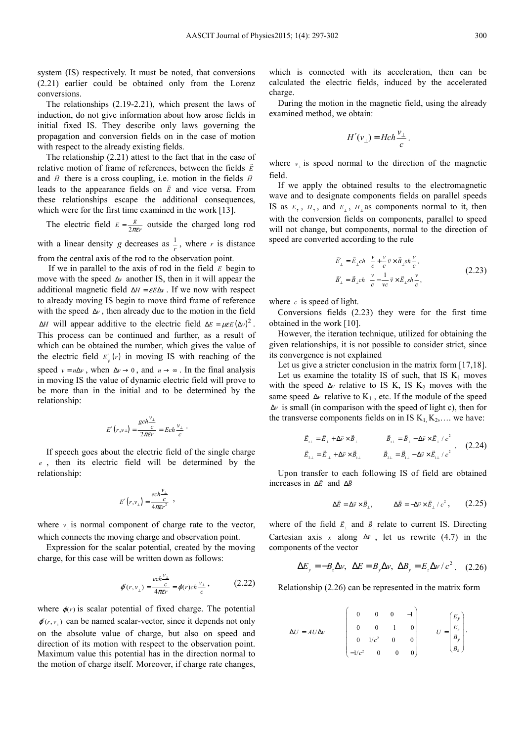system (IS) respectively. It must be noted, that conversions (2.21) earlier could be obtained only from the Lorenz conversions.

The relationships (2.19-2.21), which present the laws of induction, do not give information about how arose fields in initial fixed IS. They describe only laws governing the propagation and conversion fields on in the case of motion with respect to the already existing fields.

The relationship (2.21) attest to the fact that in the case of relative motion of frame of references, between the fields $\vec{E}$ and $\vec{H}$ there is a cross coupling, i.e. motion in the fields $\vec{H}$ leads to the appearance fields on $\vec{E}$ and vice versa. From these relationships escape the additional consequences, which were for the first time examined in the work [13].

The electric field $E = \frac{g}{2\pi\varepsilon r}$ outside the charged long rod with a linear density $g$ decreases as $\frac{1}{r}$, where $r$ is distance from the central axis of the rod to the observation point.

If we in parallel to the axis of rod in the field $E$ begin to move with the speed $\Delta v$ another IS, then in it will appear the additional magnetic field $\Delta H = \varepsilon E \Delta v$. If we now with respect to already moving IS begin to move third frame of reference with the speed $\Delta v$, then already due to the motion in the field $\Delta H$ will appear additive to the electric field $\Delta E = \mu\varepsilon E(\Delta v)^2$. This process can be continued and further, as a result of which can be obtained the number, which gives the value of the electric field $E_v'(r)$ in moving IS with reaching of the speed $v = n\Delta v$, when $\Delta v \to 0$, and $n \to \infty$. In the final analysis in moving IS the value of dynamic electric field will prove to be more than in the initial and to be determined by the relationship:

$$E'(r, v_\perp) = \frac{g\,ch\frac{v_\perp}{c}}{2\pi\varepsilon r} = E\,ch\frac{v_\perp}{c}.$$

If speech goes about the electric field of the single charge $e$, then its electric field will be determined by the relationship:

$$E'(r, v_\perp) = \frac{e\,ch\frac{v_\perp}{c}}{4\pi\varepsilon r^2},$$

where $v_\perp$ is normal component of charge rate to the vector, which connects the moving charge and observation point.

Expression for the scalar potential, created by the moving charge, for this case will be written down as follows:

$$\varphi'(r, v_\perp) = \frac{e\,ch\frac{v_\perp}{c}}{4\pi\varepsilon r} = \varphi(r)\,ch\frac{v_\perp}{c}, \qquad (2.22)$$

where $\varphi(r)$ is scalar potential of fixed charge. The potential $\varphi'(r, v_\perp)$ can be named scalar-vector, since it depends not only on the absolute value of charge, but also on speed and direction of its motion with respect to the observation point. Maximum value this potential has in the direction normal to the motion of charge itself. Moreover, if charge rate changes, which is connected with its acceleration, then can be calculated the electric fields, induced by the accelerated charge.

During the motion in the magnetic field, using the already examined method, we obtain:

$$H'(v_\perp) = H\,ch\frac{v_\perp}{c}.$$

where $v_\perp$ is speed normal to the direction of the magnetic field.

If we apply the obtained results to the electromagnetic wave and to designate components fields on parallel speeds IS as $E_\uparrow$, $H_\uparrow$, and $E_\perp$, $H_\perp$ as components normal to it, then with the conversion fields on components, parallel to speed will not change, but components, normal to the direction of speed are converted according to the rule

$$\begin{aligned}
\vec{E}_\perp' &= \vec{E}_\perp ch\frac{v}{c} + \frac{v}{c}\vec{v} \times \vec{B}_\perp sh\frac{v}{c}, \\
\vec{B}_\perp' &= \vec{B}_\perp ch\frac{v}{c} - \frac{1}{vc}\vec{v} \times \vec{E}_\perp sh\frac{v}{c},
\end{aligned} \qquad (2.23)$$

where $c$ is speed of light.

Conversions fields (2.23) they were for the first time obtained in the work [10].

However, the iteration technique, utilized for obtaining the given relationships, it is not possible to consider strict, since its convergence is not explained

Let us give a stricter conclusion in the matrix form [17,18].

Let us examine the totality IS of such, that IS $K_1$ moves with the speed $\Delta v$ relative to IS K, IS $K_2$ moves with the same speed $\Delta v$ relative to $K_1$, etc. If the module of the speed $\Delta v$ is small (in comparison with the speed of light c), then for the transverse components fields on in IS $K_1, K_2$,…. we have:

$$\begin{aligned}
\vec{E}_{1\perp} &= \vec{E}_\perp + \Delta\vec{v} \times \vec{B}_\perp \qquad & \vec{B}_{1\perp} &= \vec{B}_\perp - \Delta\vec{v} \times \vec{E}_\perp / c^2 \\
\vec{E}_{2\perp} &= \vec{E}_{1\perp} + \Delta\vec{v} \times \vec{B}_{1\perp} \qquad & \vec{B}_{2\perp} &= \vec{B}_{1\perp} - \Delta\vec{v} \times \vec{E}_{1\perp} / c^2
\end{aligned} \qquad (2.24)$$

Upon transfer to each following IS of field are obtained increases in $\Delta\vec{E}$ and $\Delta\vec{B}$

$$\Delta\vec{E} = \Delta\vec{v} \times \vec{B}_\perp, \qquad \Delta\vec{B} = -\Delta\vec{v} \times \vec{E}_\perp / c^2, \qquad (2.25)$$

where of the field $\vec{E}_\perp$ and $\vec{B}_\perp$ relate to current IS. Directing Cartesian axis $x$ along $\Delta\vec{v}$, let us rewrite (4.7) in the components of the vector

$$\Delta E_y = -B_z \Delta v,\ \ \Delta E = B_y \Delta v,\ \ \Delta B_y = E_z \Delta v / c^2. \qquad (2.26)$$

Relationship (2.26) can be represented in the matrix form

$$\Delta U = AU\Delta v \qquad \begin{pmatrix} 0 & 0 & 0 & -1 \\ 0 & 0 & 1 & 0 \\ 0 & 1/c^2 & 0 & 0 \\ -1/c^2 & 0 & 0 & 0 \end{pmatrix} \qquad U = \begin{pmatrix} E_y \\ E_z \\ B_y \\ B_z \end{pmatrix}.$$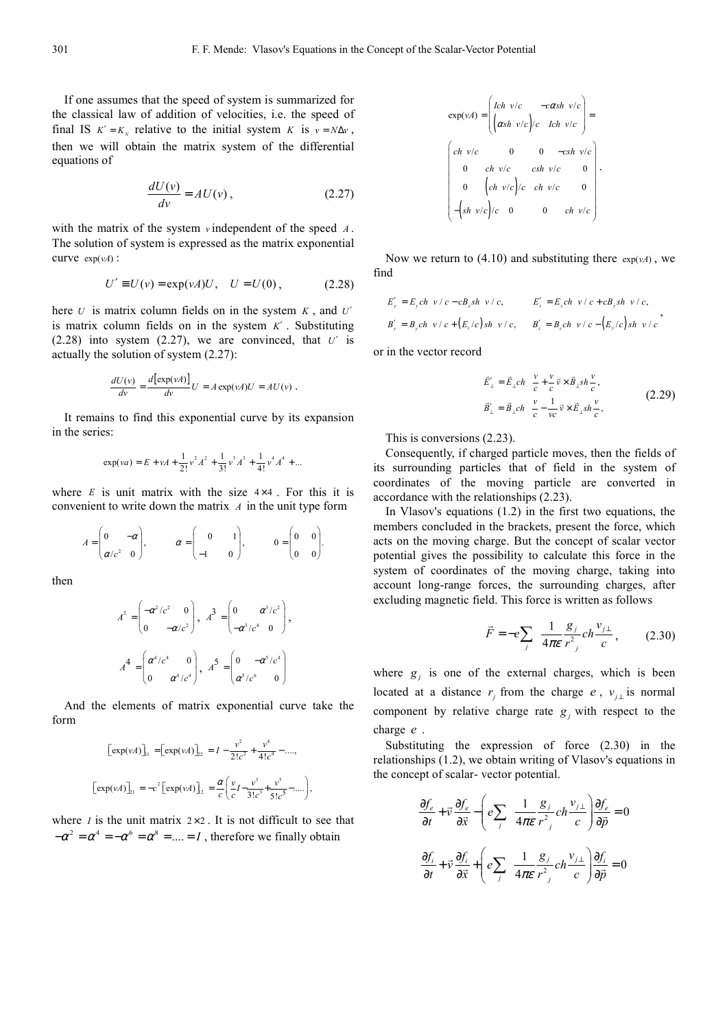If one assumes that the speed of system is summarized for the classical law of addition of velocities, i.e. the speed of final IS $K' = K_N$ relative to the initial system $K$ is $v = N\Delta v$, then we will obtain the matrix system of the differential equations of

$$\frac{dU(v)}{dv} = AU(v), \tag{2.27}$$

with the matrix of the system $v$ independent of the speed $A$. The solution of system is expressed as the matrix exponential curve $\exp(vA)$:

$$U' \equiv U(v) = \exp(vA)U, \quad U = U(0), \tag{2.28}$$

here $U$ is matrix column fields on in the system $K$, and $U'$ is matrix column fields on in the system $K'$. Substituting (2.28) into system (2.27), we are convinced, that $U'$ is actually the solution of system (2.27):

$$\frac{dU(v)}{dv} = \frac{d[\exp(vA)]}{dv}U = A\exp(vA)U = AU(v).$$

It remains to find this exponential curve by its expansion in the series:

$$\exp(va) = E + vA + \frac{1}{2!}v^2A^2 + \frac{1}{3!}v^3A^3 + \frac{1}{4!}v^4A^4 + ...$$

where $E$ is unit matrix with the size $4\times4$. For this it is convenient to write down the matrix $A$ in the unit type form

$$A = \begin{pmatrix} 0 & -\alpha \\ \alpha/c^2 & 0 \end{pmatrix}, \qquad \alpha = \begin{pmatrix} 0 & 1 \\ -1 & 0 \end{pmatrix}, \qquad 0 = \begin{pmatrix} 0 & 0 \\ 0 & 0 \end{pmatrix}.$$

then

$$A^2 = \begin{pmatrix} -\alpha^2/c^2 & 0 \\ 0 & -\alpha/c^2 \end{pmatrix}, \; A^3 = \begin{pmatrix} 0 & \alpha^3/c^2 \\ -\alpha^3/c^4 & 0 \end{pmatrix},$$

$$A^4 = \begin{pmatrix} \alpha^4/c^4 & 0 \\ 0 & \alpha^4/c^4 \end{pmatrix}, \; A^5 = \begin{pmatrix} 0 & -\alpha^5/c^4 \\ \alpha^5/c^6 & 0 \end{pmatrix}$$

And the elements of matrix exponential curve take the form

$$[\exp(vA)]_{11} = [\exp(vA)]_{22} = I - \frac{v^2}{2!c^2} + \frac{v^4}{4!c^4} - ....,$$

$$[\exp(vA)]_{21} = -c^2[\exp(vA)]_{2} = \frac{\alpha}{c}\left(\frac{v}{c}I - \frac{v^3}{3!c^3} + \frac{v^5}{5!c^5} - ....\right),$$

where $I$ is the unit matrix $2\times2$. It is not difficult to see that $-\alpha^2 = \alpha^4 = -\alpha^6 = \alpha^8 = .... = I$, therefore we finally obtain

$$\exp(vA) = \begin{pmatrix} Ich\ v/c & -c\alpha sh\ v/c \\ (\alpha sh\ v/c)/c & Ich\ v/c \end{pmatrix} =$$

$$\begin{pmatrix} ch\ v/c & 0 & 0 & -csh\ v/c \\ 0 & ch\ v/c & csh\ v/c & 0 \\ 0 & (ch\ v/c)/c & ch\ v/c & 0 \\ -(sh\ v/c)/c & 0 & 0 & ch\ v/c \end{pmatrix}.$$

Now we return to (4.10) and substituting there $\exp(vA)$, we find

$$E'_y = E_y ch\ v/c - cB_z sh\ v/c, \qquad E'_z = E_z ch\ v/c + cB_y sh\ v/c,$$
$$B'_y = B_y ch\ v/c + (E_z/c) sh\ v/c, \qquad B'_z = B_z ch\ v/c - (E_y/c) sh\ v/c,$$

or in the vector record

$$\vec{E}'_\perp = \vec{E}_\perp ch\frac{v}{c} + \frac{v}{c}\vec{v}\times\vec{B}_\perp sh\frac{v}{c},$$
$$\vec{B}'_\perp = \vec{B}_\perp ch\frac{v}{c} - \frac{1}{vc}\vec{v}\times\vec{E}_\perp sh\frac{v}{c}, \tag{2.29}$$

This is conversions (2.23).

Consequently, if charged particle moves, then the fields of its surrounding particles that of field in the system of coordinates of the moving particle are converted in accordance with the relationships (2.23).

In Vlasov's equations (1.2) in the first two equations, the members concluded in the brackets, present the force, which acts on the moving charge. But the concept of scalar vector potential gives the possibility to calculate this force in the system of coordinates of the moving charge, taking into account long-range forces, the surrounding charges, after excluding magnetic field. This force is written as follows

$$\vec{F} = -e\sum_j \frac{1}{4\pi\varepsilon}\frac{g_j}{r_j^2}ch\frac{v_{j\perp}}{c}, \tag{2.30}$$

where $g_j$ is one of the external charges, which is been located at a distance $r_j$ from the charge $e$, $v_{j\perp}$ is normal component by relative charge rate $g_j$ with respect to the charge $e$.

Substituting the expression of force (2.30) in the relationships (1.2), we obtain writing of Vlasov's equations in the concept of scalar- vector potential.

$$\frac{\partial f_e}{\partial t} + \vec{v}\frac{\partial f_e}{\partial \vec{x}} - \left(e\sum_j \frac{1}{4\pi\varepsilon}\frac{g_j}{r_j^2}ch\frac{v_{j\perp}}{c}\right)\frac{\partial f_e}{\partial \vec{p}} = 0$$

$$\frac{\partial f_i}{\partial t} + \vec{v}\frac{\partial f_i}{\partial \vec{x}} + \left(e\sum_j \frac{1}{4\pi\varepsilon}\frac{g_j}{r_j^2}ch\frac{v_{j\perp}}{c}\right)\frac{\partial f_i}{\partial \vec{p}} = 0$$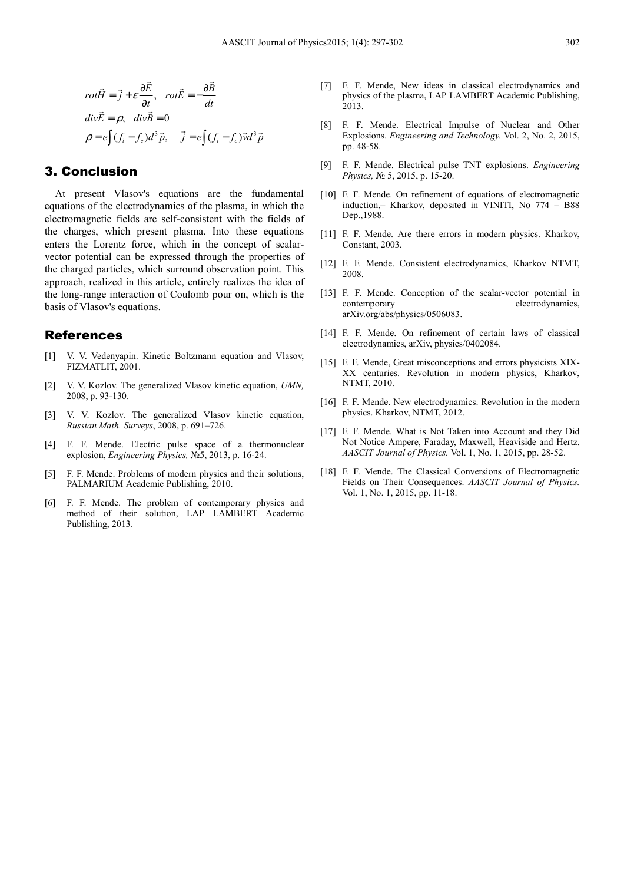$$rot\vec{H} = \vec{j} + \varepsilon\frac{\partial\vec{E}}{\partial t}, \quad rot\vec{E} = -\frac{\partial\vec{B}}{dt}$$

$$div\vec{E} = \rho, \quad div\vec{B} = 0$$

$$\rho = e\int(f_i - f_e)d^3\vec{p}, \quad \vec{j} = e\int(f_i - f_e)\vec{v}d^3\vec{p}$$

## 3. Conclusion

At present Vlasov's equations are the fundamental equations of the electrodynamics of the plasma, in which the electromagnetic fields are self-consistent with the fields of the charges, which present plasma. Into these equations enters the Lorentz force, which in the concept of scalar-vector potential can be expressed through the properties of the charged particles, which surround observation point. This approach, realized in this article, entirely realizes the idea of the long-range interaction of Coulomb pour on, which is the basis of Vlasov's equations.

## References

[1] V. V. Vedenyapin. Kinetic Boltzmann equation and Vlasov, FIZMATLIT, 2001.

[2] V. V. Kozlov. The generalized Vlasov kinetic equation, *UMN,* 2008, p. 93-130.

[3] V. V. Kozlov. The generalized Vlasov kinetic equation, *Russian Math. Surveys*, 2008, p. 691–726.

[4] F. F. Mende. Electric pulse space of a thermonuclear explosion, *Engineering Physics,* №5, 2013, p. 16-24.

[5] F. F. Mende. Problems of modern physics and their solutions, PALMARIUM Academic Publishing, 2010.

[6] F. F. Mende. The problem of contemporary physics and method of their solution, LAP LAMBERT Academic Publishing, 2013.

[7] F. F. Mende, New ideas in classical electrodynamics and physics of the plasma, LAP LAMBERT Academic Publishing, 2013.

[8] F. F. Mende. Electrical Impulse of Nuclear and Other Explosions. *Engineering and Technology.* Vol. 2, No. 2, 2015, pp. 48-58.

[9] F. F. Mende. Electrical pulse TNT explosions. *Engineering Physics,* № 5, 2015, p. 15-20.

[10] F. F. Mende. On refinement of equations of electromagnetic induction,– Kharkov, deposited in VINITI, No 774 – B88 Dep.,1988.

[11] F. F. Mende. Are there errors in modern physics. Kharkov, Constant, 2003.

[12] F. F. Mende. Consistent electrodynamics, Kharkov NTMT, 2008.

[13] F. F. Mende. Conception of the scalar-vector potential in contemporary electrodynamics, arXiv.org/abs/physics/0506083.

[14] F. F. Mende. On refinement of certain laws of classical electrodynamics, arXiv, physics/0402084.

[15] F. F. Mende, Great misconceptions and errors physicists XIX-XX centuries. Revolution in modern physics, Kharkov, NTMT, 2010.

[16] F. F. Mende. New electrodynamics. Revolution in the modern physics. Kharkov, NTMT, 2012.

[17] F. F. Mende. What is Not Taken into Account and they Did Not Notice Ampere, Faraday, Maxwell, Heaviside and Hertz. *AASCIT Journal of Physics.* Vol. 1, No. 1, 2015, pp. 28-52.

[18] F. F. Mende. The Classical Conversions of Electromagnetic Fields on Their Consequences. *AASCIT Journal of Physics.* Vol. 1, No. 1, 2015, pp. 11-18.